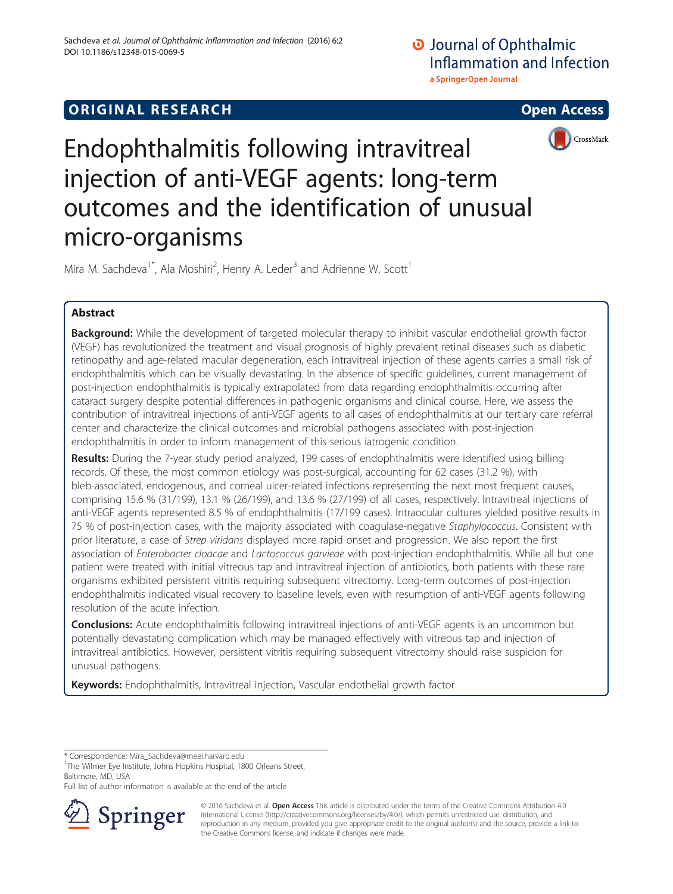ORIGINAL RESEARCH Open Access

# Endophthalmitis following intravitreal injection of anti-VEGF agents: long-term outcomes and the identification of unusual micro-organisms

Mira M. Sachdeva[1*], Ala Moshiri[2], Henry A. Leder[3] and Adrienne W. Scott[1]

## Abstract

**Background:** While the development of targeted molecular therapy to inhibit vascular endothelial growth factor (VEGF) has revolutionized the treatment and visual prognosis of highly prevalent retinal diseases such as diabetic retinopathy and age-related macular degeneration, each intravitreal injection of these agents carries a small risk of endophthalmitis which can be visually devastating. In the absence of specific guidelines, current management of post-injection endophthalmitis is typically extrapolated from data regarding endophthalmitis occurring after cataract surgery despite potential differences in pathogenic organisms and clinical course. Here, we assess the contribution of intravitreal injections of anti-VEGF agents to all cases of endophthalmitis at our tertiary care referral center and characterize the clinical outcomes and microbial pathogens associated with post-injection endophthalmitis in order to inform management of this serious iatrogenic condition.

**Results:** During the 7-year study period analyzed, 199 cases of endophthalmitis were identified using billing records. Of these, the most common etiology was post-surgical, accounting for 62 cases (31.2 %), with bleb-associated, endogenous, and corneal ulcer-related infections representing the next most frequent causes, comprising 15.6 % (31/199), 13.1 % (26/199), and 13.6 % (27/199) of all cases, respectively. Intravitreal injections of anti-VEGF agents represented 8.5 % of endophthalmitis (17/199 cases). Intraocular cultures yielded positive results in 75 % of post-injection cases, with the majority associated with coagulase-negative *Staphylococcus*. Consistent with prior literature, a case of *Strep viridans* displayed more rapid onset and progression. We also report the first association of *Enterobacter cloacae* and *Lactococcus garvieae* with post-injection endophthalmitis. While all but one patient were treated with initial vitreous tap and intravitreal injection of antibiotics, both patients with these rare organisms exhibited persistent vitritis requiring subsequent vitrectomy. Long-term outcomes of post-injection endophthalmitis indicated visual recovery to baseline levels, even with resumption of anti-VEGF agents following resolution of the acute infection.

**Conclusions:** Acute endophthalmitis following intravitreal injections of anti-VEGF agents is an uncommon but potentially devastating complication which may be managed effectively with vitreous tap and injection of intravitreal antibiotics. However, persistent vitritis requiring subsequent vitrectomy should raise suspicion for unusual pathogens.

**Keywords:** Endophthalmitis, Intravitreal injection, Vascular endothelial growth factor

---

* Correspondence: Mira_Sachdeva@meei.harvard.edu
[1]The Wilmer Eye Institute, Johns Hopkins Hospital, 1800 Orleans Street, Baltimore, MD, USA
Full list of author information is available at the end of the article

© 2016 Sachdeva et al. **Open Access** This article is distributed under the terms of the Creative Commons Attribution 4.0 International License (http://creativecommons.org/licenses/by/4.0/), which permits unrestricted use, distribution, and reproduction in any medium, provided you give appropriate credit to the original author(s) and the source, provide a link to the Creative Commons license, and indicate if changes were made.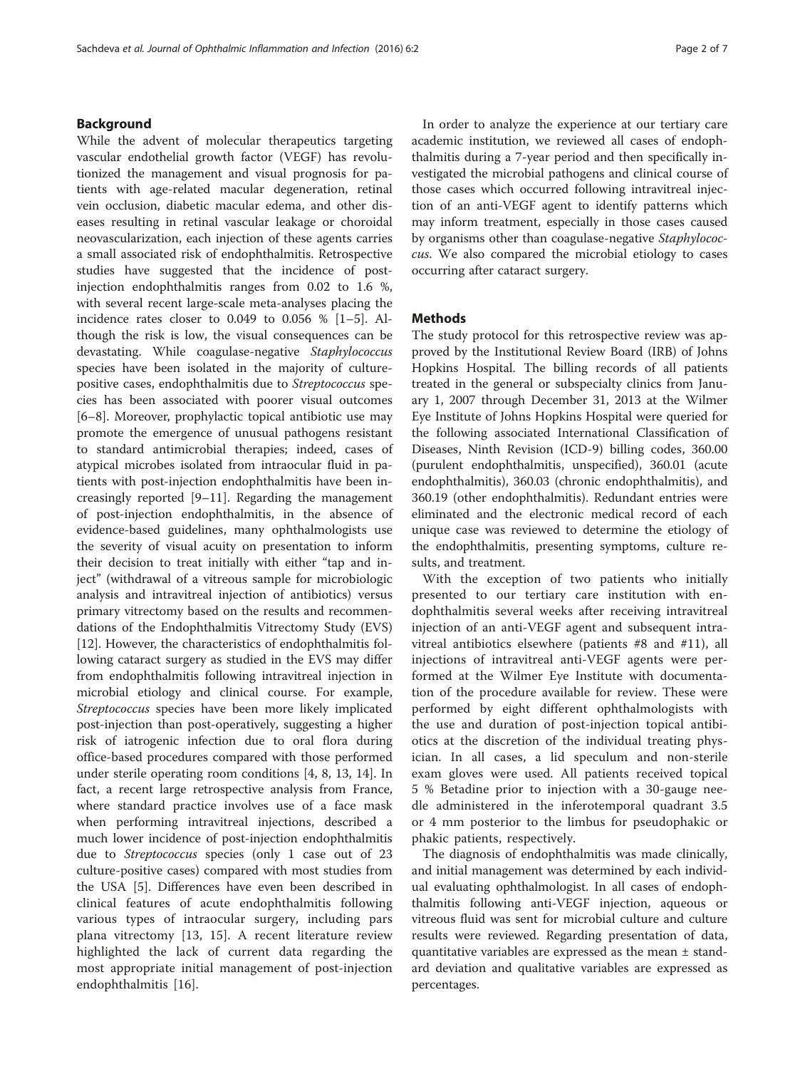## Background

While the advent of molecular therapeutics targeting vascular endothelial growth factor (VEGF) has revolutionized the management and visual prognosis for patients with age-related macular degeneration, retinal vein occlusion, diabetic macular edema, and other diseases resulting in retinal vascular leakage or choroidal neovascularization, each injection of these agents carries a small associated risk of endophthalmitis. Retrospective studies have suggested that the incidence of post-injection endophthalmitis ranges from 0.02 to 1.6 %, with several recent large-scale meta-analyses placing the incidence rates closer to 0.049 to 0.056 % [1–5]. Although the risk is low, the visual consequences can be devastating. While coagulase-negative *Staphylococcus* species have been isolated in the majority of culture-positive cases, endophthalmitis due to *Streptococcus* species has been associated with poorer visual outcomes [6–8]. Moreover, prophylactic topical antibiotic use may promote the emergence of unusual pathogens resistant to standard antimicrobial therapies; indeed, cases of atypical microbes isolated from intraocular fluid in patients with post-injection endophthalmitis have been increasingly reported [9–11]. Regarding the management of post-injection endophthalmitis, in the absence of evidence-based guidelines, many ophthalmologists use the severity of visual acuity on presentation to inform their decision to treat initially with either "tap and inject" (withdrawal of a vitreous sample for microbiologic analysis and intravitreal injection of antibiotics) versus primary vitrectomy based on the results and recommendations of the Endophthalmitis Vitrectomy Study (EVS) [12]. However, the characteristics of endophthalmitis following cataract surgery as studied in the EVS may differ from endophthalmitis following intravitreal injection in microbial etiology and clinical course. For example, *Streptococcus* species have been more likely implicated post-injection than post-operatively, suggesting a higher risk of iatrogenic infection due to oral flora during office-based procedures compared with those performed under sterile operating room conditions [4, 8, 13, 14]. In fact, a recent large retrospective analysis from France, where standard practice involves use of a face mask when performing intravitreal injections, described a much lower incidence of post-injection endophthalmitis due to *Streptococcus* species (only 1 case out of 23 culture-positive cases) compared with most studies from the USA [5]. Differences have even been described in clinical features of acute endophthalmitis following various types of intraocular surgery, including pars plana vitrectomy [13, 15]. A recent literature review highlighted the lack of current data regarding the most appropriate initial management of post-injection endophthalmitis [16].

In order to analyze the experience at our tertiary care academic institution, we reviewed all cases of endophthalmitis during a 7-year period and then specifically investigated the microbial pathogens and clinical course of those cases which occurred following intravitreal injection of an anti-VEGF agent to identify patterns which may inform treatment, especially in those cases caused by organisms other than coagulase-negative *Staphylococcus*. We also compared the microbial etiology to cases occurring after cataract surgery.

## Methods

The study protocol for this retrospective review was approved by the Institutional Review Board (IRB) of Johns Hopkins Hospital. The billing records of all patients treated in the general or subspecialty clinics from January 1, 2007 through December 31, 2013 at the Wilmer Eye Institute of Johns Hopkins Hospital were queried for the following associated International Classification of Diseases, Ninth Revision (ICD-9) billing codes, 360.00 (purulent endophthalmitis, unspecified), 360.01 (acute endophthalmitis), 360.03 (chronic endophthalmitis), and 360.19 (other endophthalmitis). Redundant entries were eliminated and the electronic medical record of each unique case was reviewed to determine the etiology of the endophthalmitis, presenting symptoms, culture results, and treatment.

With the exception of two patients who initially presented to our tertiary care institution with endophthalmitis several weeks after receiving intravitreal injection of an anti-VEGF agent and subsequent intravitreal antibiotics elsewhere (patients #8 and #11), all injections of intravitreal anti-VEGF agents were performed at the Wilmer Eye Institute with documentation of the procedure available for review. These were performed by eight different ophthalmologists with the use and duration of post-injection topical antibiotics at the discretion of the individual treating physician. In all cases, a lid speculum and non-sterile exam gloves were used. All patients received topical 5 % Betadine prior to injection with a 30-gauge needle administered in the inferotemporal quadrant 3.5 or 4 mm posterior to the limbus for pseudophakic or phakic patients, respectively.

The diagnosis of endophthalmitis was made clinically, and initial management was determined by each individual evaluating ophthalmologist. In all cases of endophthalmitis following anti-VEGF injection, aqueous or vitreous fluid was sent for microbial culture and culture results were reviewed. Regarding presentation of data, quantitative variables are expressed as the mean ± standard deviation and qualitative variables are expressed as percentages.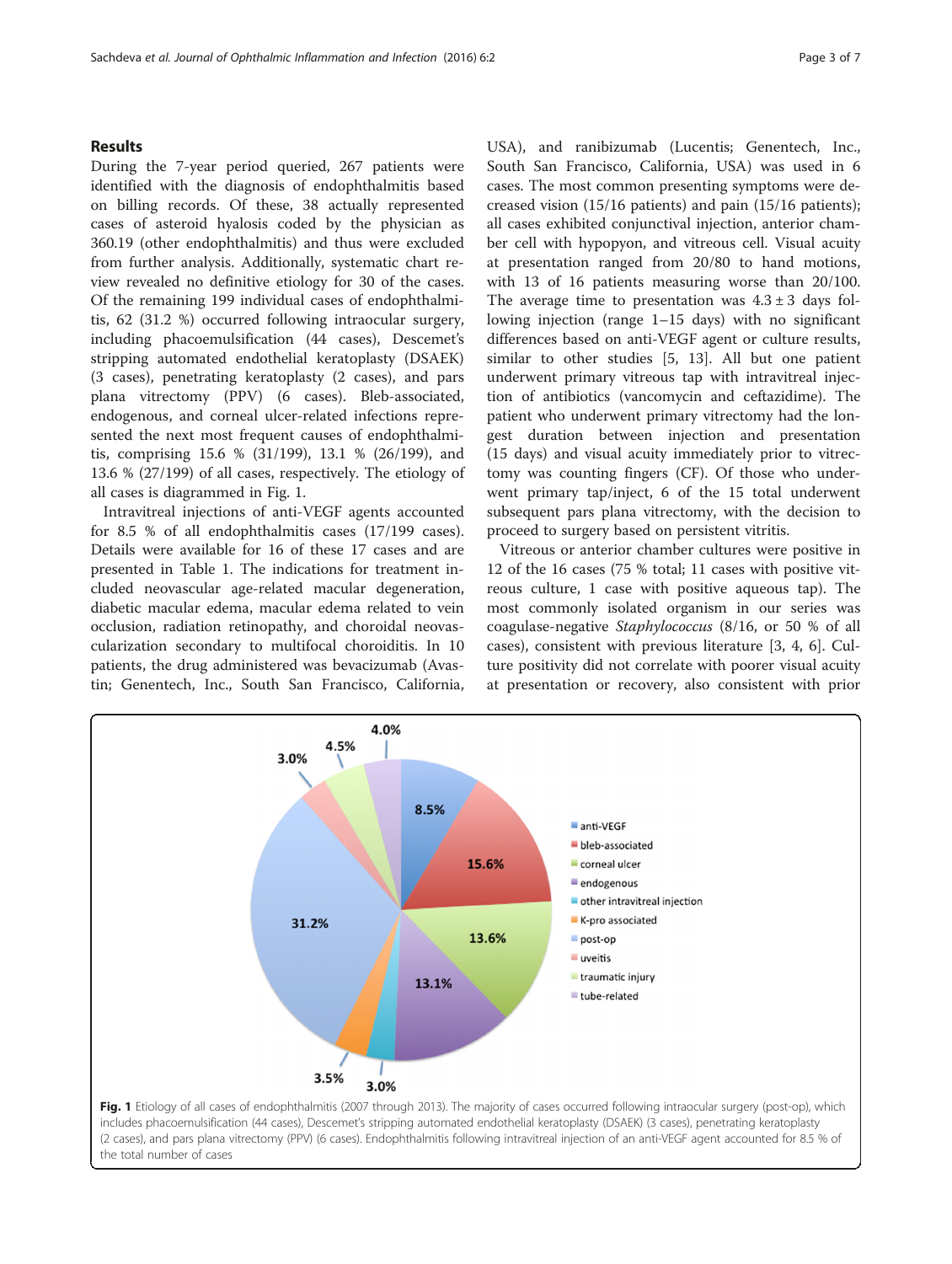## Results

During the 7-year period queried, 267 patients were identified with the diagnosis of endophthalmitis based on billing records. Of these, 38 actually represented cases of asteroid hyalosis coded by the physician as 360.19 (other endophthalmitis) and thus were excluded from further analysis. Additionally, systematic chart review revealed no definitive etiology for 30 of the cases. Of the remaining 199 individual cases of endophthalmitis, 62 (31.2 %) occurred following intraocular surgery, including phacoemulsification (44 cases), Descemet's stripping automated endothelial keratoplasty (DSAEK) (3 cases), penetrating keratoplasty (2 cases), and pars plana vitrectomy (PPV) (6 cases). Bleb-associated, endogenous, and corneal ulcer-related infections represented the next most frequent causes of endophthalmitis, comprising 15.6 % (31/199), 13.1 % (26/199), and 13.6 % (27/199) of all cases, respectively. The etiology of all cases is diagrammed in Fig. 1.

Intravitreal injections of anti-VEGF agents accounted for 8.5 % of all endophthalmitis cases (17/199 cases). Details were available for 16 of these 17 cases and are presented in Table 1. The indications for treatment included neovascular age-related macular degeneration, diabetic macular edema, macular edema related to vein occlusion, radiation retinopathy, and choroidal neovascularization secondary to multifocal choroiditis. In 10 patients, the drug administered was bevacizumab (Avastin; Genentech, Inc., South San Francisco, California, USA), and ranibizumab (Lucentis; Genentech, Inc., South San Francisco, California, USA) was used in 6 cases. The most common presenting symptoms were decreased vision (15/16 patients) and pain (15/16 patients); all cases exhibited conjunctival injection, anterior chamber cell with hypopyon, and vitreous cell. Visual acuity at presentation ranged from 20/80 to hand motions, with 13 of 16 patients measuring worse than 20/100. The average time to presentation was $4.3 \pm 3$ days following injection (range 1–15 days) with no significant differences based on anti-VEGF agent or culture results, similar to other studies [5, 13]. All but one patient underwent primary vitreous tap with intravitreal injection of antibiotics (vancomycin and ceftazidime). The patient who underwent primary vitrectomy had the longest duration between injection and presentation (15 days) and visual acuity immediately prior to vitrectomy was counting fingers (CF). Of those who underwent primary tap/inject, 6 of the 15 total underwent subsequent pars plana vitrectomy, with the decision to proceed to surgery based on persistent vitritis.

Vitreous or anterior chamber cultures were positive in 12 of the 16 cases (75 % total; 11 cases with positive vitreous culture, 1 case with positive aqueous tap). The most commonly isolated organism in our series was coagulase-negative *Staphylococcus* (8/16, or 50 % of all cases), consistent with previous literature [3, 4, 6]. Culture positivity did not correlate with poorer visual acuity at presentation or recovery, also consistent with prior

**Fig. 1** Etiology of all cases of endophthalmitis (2007 through 2013). The majority of cases occurred following intraocular surgery (post-op), which includes phacoemulsification (44 cases), Descemet's stripping automated endothelial keratoplasty (DSAEK) (3 cases), penetrating keratoplasty (2 cases), and pars plana vitrectomy (PPV) (6 cases). Endophthalmitis following intravitreal injection of an anti-VEGF agent accounted for 8.5 % of the total number of cases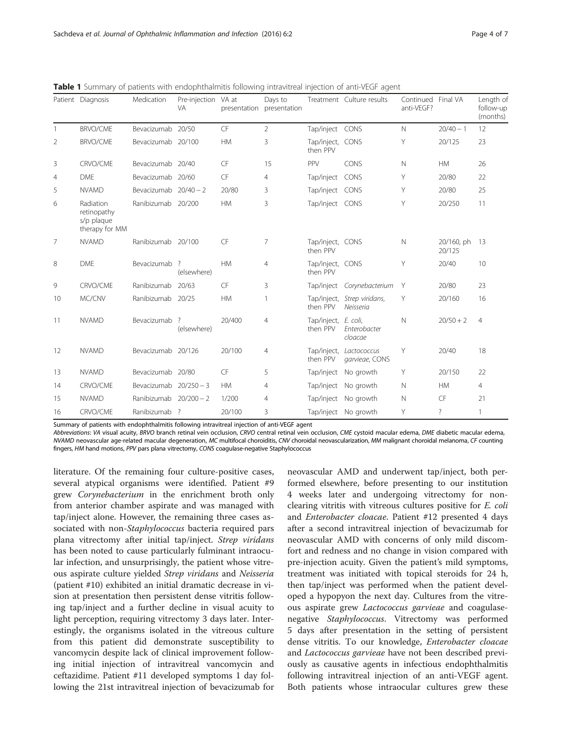**Table 1** Summary of patients with endophthalmitis following intravitreal injection of anti-VEGF agent

| Patient | Diagnosis | Medication | Pre-injection VA | VA at presentation | Days to presentation | Treatment | Culture results | Continued anti-VEGF? | Final VA | Length of follow-up (months) |
|---|---|---|---|---|---|---|---|---|---|---|
| 1 | BRVO/CME | Bevacizumab | 20/50 | CF | 2 | Tap/inject | CONS | N | 20/40 − 1 | 12 |
| 2 | BRVO/CME | Bevacizumab | 20/100 | HM | 3 | Tap/inject, then PPV | CONS | Y | 20/125 | 23 |
| 3 | CRVO/CME | Bevacizumab | 20/40 | CF | 15 | PPV | CONS | N | HM | 26 |
| 4 | DME | Bevacizumab | 20/60 | CF | 4 | Tap/inject | CONS | Y | 20/80 | 22 |
| 5 | NVAMD | Bevacizumab | 20/40 − 2 | 20/80 | 3 | Tap/inject | CONS | Y | 20/80 | 25 |
| 6 | Radiation retinopathy s/p plaque therapy for MM | Ranibizumab | 20/200 | HM | 3 | Tap/inject | CONS | Y | 20/250 | 11 |
| 7 | NVAMD | Ranibizumab | 20/100 | CF | 7 | Tap/inject, then PPV | CONS | N | 20/160, ph 20/125 | 13 |
| 8 | DME | Bevacizumab | ? (elsewhere) | HM | 4 | Tap/inject, then PPV | CONS | Y | 20/40 | 10 |
| 9 | CRVO/CME | Ranibizumab | 20/63 | CF | 3 | Tap/inject | *Corynebacterium* | Y | 20/80 | 23 |
| 10 | MC/CNV | Ranibizumab | 20/25 | HM | 1 | Tap/inject, then PPV | *Strep viridans*, *Neisseria* | Y | 20/160 | 16 |
| 11 | NVAMD | Bevacizumab | ? (elsewhere) | 20/400 | 4 | Tap/inject, then PPV | *E. coli*, *Enterobacter cloacae* | N | 20/50 + 2 | 4 |
| 12 | NVAMD | Bevacizumab | 20/126 | 20/100 | 4 | Tap/inject, then PPV | *Lactococcus garvieae*, CONS | Y | 20/40 | 18 |
| 13 | NVAMD | Bevacizumab | 20/80 | CF | 5 | Tap/inject | No growth | Y | 20/150 | 22 |
| 14 | CRVO/CME | Bevacizumab | 20/250 − 3 | HM | 4 | Tap/inject | No growth | N | HM | 4 |
| 15 | NVAMD | Ranibizumab | 20/200 − 2 | 1/200 | 4 | Tap/inject | No growth | N | CF | 21 |
| 16 | CRVO/CME | Ranibizumab | ? | 20/100 | 3 | Tap/inject | No growth | Y | ? | 1 |

Summary of patients with endophthalmitis following intravitreal injection of anti-VEGF agent

*Abbreviations*: *VA* visual acuity, *BRVO* branch retinal vein occlusion, *CRVO* central retinal vein occlusion, *CME* cystoid macular edema, *DME* diabetic macular edema, *NVAMD* neovascular age-related macular degeneration, *MC* multifocal choroiditis, *CNV* choroidal neovascularization, *MM* malignant choroidal melanoma, *CF* counting fingers, *HM* hand motions, *PPV* pars plana vitrectomy, *CONS* coagulase-negative Staphylococcus

literature. Of the remaining four culture-positive cases, several atypical organisms were identified. Patient #9 grew *Corynebacterium* in the enrichment broth only from anterior chamber aspirate and was managed with tap/inject alone. However, the remaining three cases associated with non-*Staphylococcus* bacteria required pars plana vitrectomy after initial tap/inject. *Strep viridans* has been noted to cause particularly fulminant intraocular infection, and unsurprisingly, the patient whose vitreous aspirate culture yielded *Strep viridans* and *Neisseria* (patient #10) exhibited an initial dramatic decrease in vision at presentation then persistent dense vitritis following tap/inject and a further decline in visual acuity to light perception, requiring vitrectomy 3 days later. Interestingly, the organisms isolated in the vitreous culture from this patient did demonstrate susceptibility to vancomycin despite lack of clinical improvement following initial injection of intravitreal vancomycin and ceftazidime. Patient #11 developed symptoms 1 day following the 21st intravitreal injection of bevacizumab for neovascular AMD and underwent tap/inject, both performed elsewhere, before presenting to our institution 4 weeks later and undergoing vitrectomy for nonclearing vitritis with vitreous cultures positive for *E. coli* and *Enterobacter cloacae*. Patient #12 presented 4 days after a second intravitreal injection of bevacizumab for neovascular AMD with concerns of only mild discomfort and redness and no change in vision compared with pre-injection acuity. Given the patient's mild symptoms, treatment was initiated with topical steroids for 24 h, then tap/inject was performed when the patient developed a hypopyon the next day. Cultures from the vitreous aspirate grew *Lactococcus garvieae* and coagulase-negative *Staphylococcus*. Vitrectomy was performed 5 days after presentation in the setting of persistent dense vitritis. To our knowledge, *Enterobacter cloacae* and *Lactococcus garvieae* have not been described previously as causative agents in infectious endophthalmitis following intravitreal injection of an anti-VEGF agent. Both patients whose intraocular cultures grew these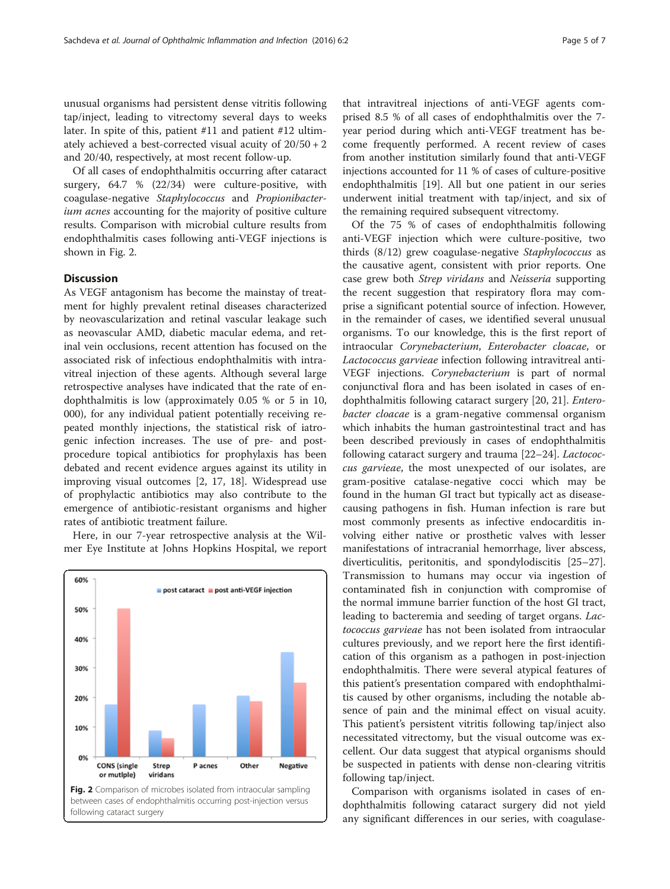unusual organisms had persistent dense vitritis following tap/inject, leading to vitrectomy several days to weeks later. In spite of this, patient #11 and patient #12 ultimately achieved a best-corrected visual acuity of 20/50 + 2 and 20/40, respectively, at most recent follow-up.

Of all cases of endophthalmitis occurring after cataract surgery, 64.7 % (22/34) were culture-positive, with coagulase-negative *Staphylococcus* and *Propionibacterium acnes* accounting for the majority of positive culture results. Comparison with microbial culture results from endophthalmitis cases following anti-VEGF injections is shown in Fig. 2.

## Discussion

As VEGF antagonism has become the mainstay of treatment for highly prevalent retinal diseases characterized by neovascularization and retinal vascular leakage such as neovascular AMD, diabetic macular edema, and retinal vein occlusions, recent attention has focused on the associated risk of infectious endophthalmitis with intravitreal injection of these agents. Although several large retrospective analyses have indicated that the rate of endophthalmitis is low (approximately 0.05 % or 5 in 10, 000), for any individual patient potentially receiving repeated monthly injections, the statistical risk of iatrogenic infection increases. The use of pre- and post-procedure topical antibiotics for prophylaxis has been debated and recent evidence argues against its utility in improving visual outcomes [2, 17, 18]. Widespread use of prophylactic antibiotics may also contribute to the emergence of antibiotic-resistant organisms and higher rates of antibiotic treatment failure.

Here, in our 7-year retrospective analysis at the Wilmer Eye Institute at Johns Hopkins Hospital, we report that intravitreal injections of anti-VEGF agents comprised 8.5 % of all cases of endophthalmitis over the 7-year period during which anti-VEGF treatment has become frequently performed. A recent review of cases from another institution similarly found that anti-VEGF injections accounted for 11 % of cases of culture-positive endophthalmitis [19]. All but one patient in our series underwent initial treatment with tap/inject, and six of the remaining required subsequent vitrectomy.

Of the 75 % of cases of endophthalmitis following anti-VEGF injection which were culture-positive, two thirds (8/12) grew coagulase-negative *Staphylococcus* as the causative agent, consistent with prior reports. One case grew both *Strep viridans* and *Neisseria* supporting the recent suggestion that respiratory flora may comprise a significant potential source of infection. However, in the remainder of cases, we identified several unusual organisms. To our knowledge, this is the first report of intraocular *Corynebacterium*, *Enterobacter cloacae*, or *Lactococcus garvieae* infection following intravitreal anti-VEGF injections. *Corynebacterium* is part of normal conjunctival flora and has been isolated in cases of endophthalmitis following cataract surgery [20, 21]. *Enterobacter cloacae* is a gram-negative commensal organism which inhabits the human gastrointestinal tract and has been described previously in cases of endophthalmitis following cataract surgery and trauma [22–24]. *Lactococcus garvieae*, the most unexpected of our isolates, are gram-positive catalase-negative cocci which may be found in the human GI tract but typically act as disease-causing pathogens in fish. Human infection is rare but most commonly presents as infective endocarditis involving either native or prosthetic valves with lesser manifestations of intracranial hemorrhage, liver abscess, diverticulitis, peritonitis, and spondylodiscitis [25–27]. Transmission to humans may occur via ingestion of contaminated fish in conjunction with compromise of the normal immune barrier function of the host GI tract, leading to bacteremia and seeding of target organs. *Lactococcus garvieae* has not been isolated from intraocular cultures previously, and we report here the first identification of this organism as a pathogen in post-injection endophthalmitis. There were several atypical features of this patient's presentation compared with endophthalmitis caused by other organisms, including the notable absence of pain and the minimal effect on visual acuity. This patient's persistent vitritis following tap/inject also necessitated vitrectomy, but the visual outcome was excellent. Our data suggest that atypical organisms should be suspected in patients with dense non-clearing vitritis following tap/inject.

Comparison with organisms isolated in cases of endophthalmitis following cataract surgery did not yield any significant differences in our series, with coagulase-

**Fig. 2** Comparison of microbes isolated from intraocular sampling between cases of endophthalmitis occurring post-injection versus following cataract surgery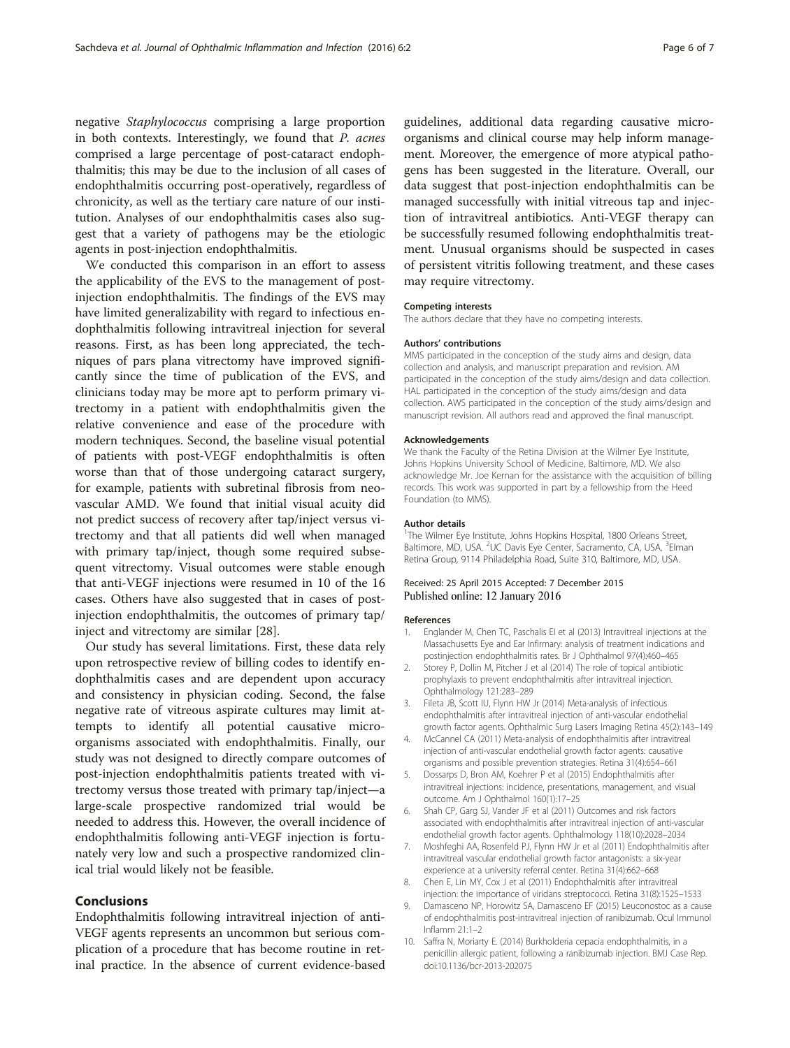negative *Staphylococcus* comprising a large proportion in both contexts. Interestingly, we found that *P. acnes* comprised a large percentage of post-cataract endophthalmitis; this may be due to the inclusion of all cases of endophthalmitis occurring post-operatively, regardless of chronicity, as well as the tertiary care nature of our institution. Analyses of our endophthalmitis cases also suggest that a variety of pathogens may be the etiologic agents in post-injection endophthalmitis.

We conducted this comparison in an effort to assess the applicability of the EVS to the management of post-injection endophthalmitis. The findings of the EVS may have limited generalizability with regard to infectious endophthalmitis following intravitreal injection for several reasons. First, as has been long appreciated, the techniques of pars plana vitrectomy have improved significantly since the time of publication of the EVS, and clinicians today may be more apt to perform primary vitrectomy in a patient with endophthalmitis given the relative convenience and ease of the procedure with modern techniques. Second, the baseline visual potential of patients with post-VEGF endophthalmitis is often worse than that of those undergoing cataract surgery, for example, patients with subretinal fibrosis from neovascular AMD. We found that initial visual acuity did not predict success of recovery after tap/inject versus vitrectomy and that all patients did well when managed with primary tap/inject, though some required subsequent vitrectomy. Visual outcomes were stable enough that anti-VEGF injections were resumed in 10 of the 16 cases. Others have also suggested that in cases of post-injection endophthalmitis, the outcomes of primary tap/inject and vitrectomy are similar [28].

Our study has several limitations. First, these data rely upon retrospective review of billing codes to identify endophthalmitis cases and are dependent upon accuracy and consistency in physician coding. Second, the false negative rate of vitreous aspirate cultures may limit attempts to identify all potential causative microorganisms associated with endophthalmitis. Finally, our study was not designed to directly compare outcomes of post-injection endophthalmitis patients treated with vitrectomy versus those treated with primary tap/inject—a large-scale prospective randomized trial would be needed to address this. However, the overall incidence of endophthalmitis following anti-VEGF injection is fortunately very low and such a prospective randomized clinical trial would likely not be feasible.

## Conclusions

Endophthalmitis following intravitreal injection of anti-VEGF agents represents an uncommon but serious complication of a procedure that has become routine in retinal practice. In the absence of current evidence-based guidelines, additional data regarding causative microorganisms and clinical course may help inform management. Moreover, the emergence of more atypical pathogens has been suggested in the literature. Overall, our data suggest that post-injection endophthalmitis can be managed successfully with initial vitreous tap and injection of intravitreal antibiotics. Anti-VEGF therapy can be successfully resumed following endophthalmitis treatment. Unusual organisms should be suspected in cases of persistent vitritis following treatment, and these cases may require vitrectomy.

#### Competing interests

The authors declare that they have no competing interests.

#### Authors' contributions

MMS participated in the conception of the study aims and design, data collection and analysis, and manuscript preparation and revision. AM participated in the conception of the study aims/design and data collection. HAL participated in the conception of the study aims/design and data collection. AWS participated in the conception of the study aims/design and manuscript revision. All authors read and approved the final manuscript.

#### Acknowledgements

We thank the Faculty of the Retina Division at the Wilmer Eye Institute, Johns Hopkins University School of Medicine, Baltimore, MD. We also acknowledge Mr. Joe Kernan for the assistance with the acquisition of billing records. This work was supported in part by a fellowship from the Heed Foundation (to MMS).

#### Author details

[1]The Wilmer Eye Institute, Johns Hopkins Hospital, 1800 Orleans Street, Baltimore, MD, USA. [2]UC Davis Eye Center, Sacramento, CA, USA. [3]Elman Retina Group, 9114 Philadelphia Road, Suite 310, Baltimore, MD, USA.

Received: 25 April 2015 Accepted: 7 December 2015
Published online: 12 January 2016

#### References

1. Englander M, Chen TC, Paschalis EI et al (2013) Intravitreal injections at the Massachusetts Eye and Ear Infirmary: analysis of treatment indications and postinjection endophthalmitis rates. Br J Ophthalmol 97(4):460–465
2. Storey P, Dollin M, Pitcher J et al (2014) The role of topical antibiotic prophylaxis to prevent endophthalmitis after intravitreal injection. Ophthalmology 121:283–289
3. Fileta JB, Scott IU, Flynn HW Jr (2014) Meta-analysis of infectious endophthalmitis after intravitreal injection of anti-vascular endothelial growth factor agents. Ophthalmic Surg Lasers Imaging Retina 45(2):143–149
4. McCannel CA (2011) Meta-analysis of endophthalmitis after intravitreal injection of anti-vascular endothelial growth factor agents: causative organisms and possible prevention strategies. Retina 31(4):654–661
5. Dossarps D, Bron AM, Koehrer P et al (2015) Endophthalmitis after intravitreal injections: incidence, presentations, management, and visual outcome. Am J Ophthalmol 160(1):17–25
6. Shah CP, Garg SJ, Vander JF et al (2011) Outcomes and risk factors associated with endophthalmitis after intravitreal injection of anti-vascular endothelial growth factor agents. Ophthalmology 118(10):2028–2034
7. Moshfeghi AA, Rosenfeld PJ, Flynn HW Jr et al (2011) Endophthalmitis after intravitreal vascular endothelial growth factor antagonists: a six-year experience at a university referral center. Retina 31(4):662–668
8. Chen E, Lin MY, Cox J et al (2011) Endophthalmitis after intravitreal injection: the importance of viridans streptococci. Retina 31(8):1525–1533
9. Damasceno NP, Horowitz SA, Damasceno EF (2015) Leuconostoc as a cause of endophthalmitis post-intravitreal injection of ranibizumab. Ocul Immunol Inflamm 21:1–2
10. Saffra N, Moriarty E. (2014) Burkholderia cepacia endophthalmitis, in a penicillin allergic patient, following a ranibizumab injection. BMJ Case Rep. doi:10.1136/bcr-2013-202075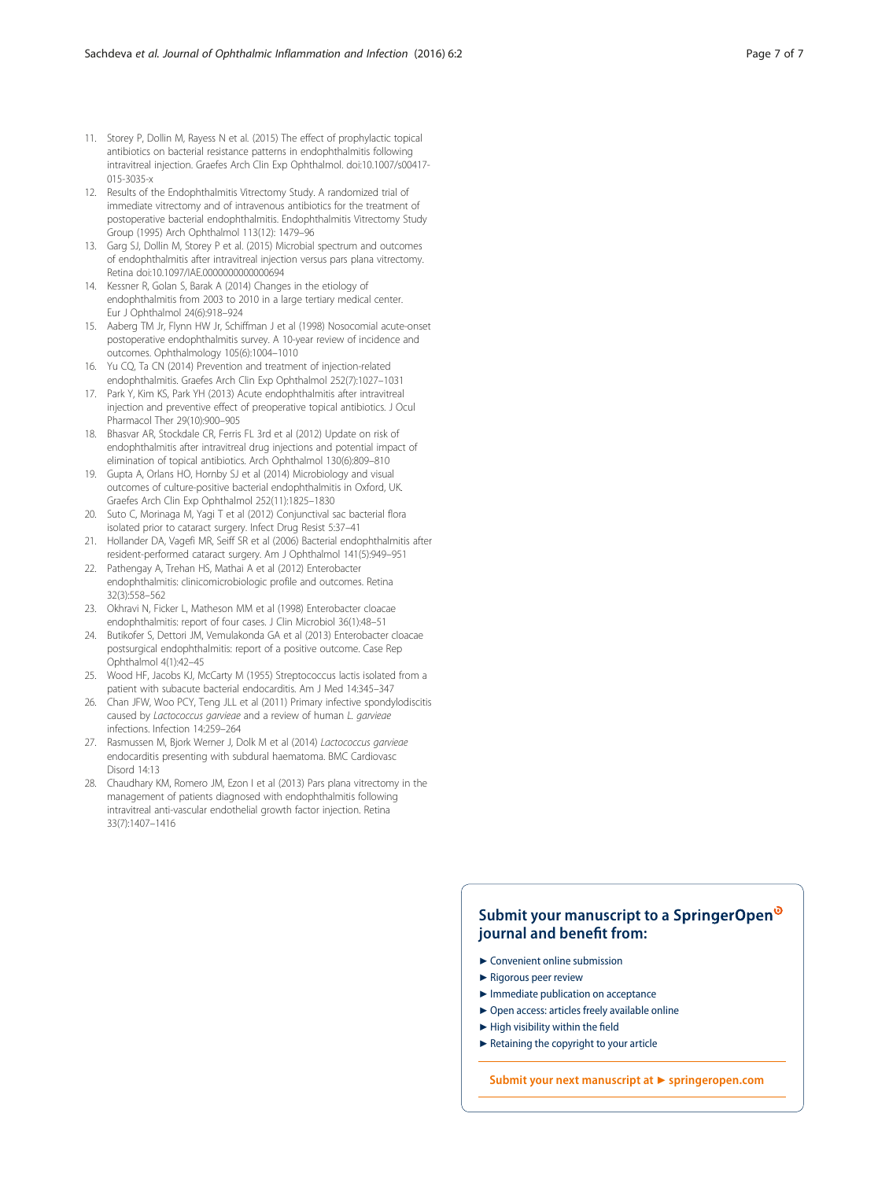11. Storey P, Dollin M, Rayess N et al. (2015) The effect of prophylactic topical antibiotics on bacterial resistance patterns in endophthalmitis following intravitreal injection. Graefes Arch Clin Exp Ophthalmol. doi:10.1007/s00417-015-3035-x
12. Results of the Endophthalmitis Vitrectomy Study. A randomized trial of immediate vitrectomy and of intravenous antibiotics for the treatment of postoperative bacterial endophthalmitis. Endophthalmitis Vitrectomy Study Group (1995) Arch Ophthalmol 113(12): 1479–96
13. Garg SJ, Dollin M, Storey P et al. (2015) Microbial spectrum and outcomes of endophthalmitis after intravitreal injection versus pars plana vitrectomy. Retina doi:10.1097/IAE.0000000000000694
14. Kessner R, Golan S, Barak A (2014) Changes in the etiology of endophthalmitis from 2003 to 2010 in a large tertiary medical center. Eur J Ophthalmol 24(6):918–924
15. Aaberg TM Jr, Flynn HW Jr, Schiffman J et al (1998) Nosocomial acute-onset postoperative endophthalmitis survey. A 10-year review of incidence and outcomes. Ophthalmology 105(6):1004–1010
16. Yu CQ, Ta CN (2014) Prevention and treatment of injection-related endophthalmitis. Graefes Arch Clin Exp Ophthalmol 252(7):1027–1031
17. Park Y, Kim KS, Park YH (2013) Acute endophthalmitis after intravitreal injection and preventive effect of preoperative topical antibiotics. J Ocul Pharmacol Ther 29(10):900–905
18. Bhasvar AR, Stockdale CR, Ferris FL 3rd et al (2012) Update on risk of endophthalmitis after intravitreal drug injections and potential impact of elimination of topical antibiotics. Arch Ophthalmol 130(6):809–810
19. Gupta A, Orlans HO, Hornby SJ et al (2014) Microbiology and visual outcomes of culture-positive bacterial endophthalmitis in Oxford, UK. Graefes Arch Clin Exp Ophthalmol 252(11):1825–1830
20. Suto C, Morinaga M, Yagi T et al (2012) Conjunctival sac bacterial flora isolated prior to cataract surgery. Infect Drug Resist 5:37–41
21. Hollander DA, Vagefi MR, Seiff SR et al (2006) Bacterial endophthalmitis after resident-performed cataract surgery. Am J Ophthalmol 141(5):949–951
22. Pathengay A, Trehan HS, Mathai A et al (2012) Enterobacter endophthalmitis: clinicomicrobiologic profile and outcomes. Retina 32(3):558–562
23. Okhravi N, Ficker L, Matheson MM et al (1998) Enterobacter cloacae endophthalmitis: report of four cases. J Clin Microbiol 36(1):48–51
24. Butikofer S, Dettori JM, Vemulakonda GA et al (2013) Enterobacter cloacae postsurgical endophthalmitis: report of a positive outcome. Case Rep Ophthalmol 4(1):42–45
25. Wood HF, Jacobs KJ, McCarty M (1955) Streptococcus lactis isolated from a patient with subacute bacterial endocarditis. Am J Med 14:345–347
26. Chan JFW, Woo PCY, Teng JLL et al (2011) Primary infective spondylodiscitis caused by *Lactococcus garvieae* and a review of human *L. garvieae* infections. Infection 14:259–264
27. Rasmussen M, Bjork Werner J, Dolk M et al (2014) *Lactococcus garvieae* endocarditis presenting with subdural haematoma. BMC Cardiovasc Disord 14:13
28. Chaudhary KM, Romero JM, Ezon I et al (2013) Pars plana vitrectomy in the management of patients diagnosed with endophthalmitis following intravitreal anti-vascular endothelial growth factor injection. Retina 33(7):1407–1416

**Submit your manuscript to a SpringerOpen journal and benefit from:**

- ► Convenient online submission
- ► Rigorous peer review
- ► Immediate publication on acceptance
- ► Open access: articles freely available online
- ► High visibility within the field
- ► Retaining the copyright to your article

**Submit your next manuscript at ► springeropen.com**